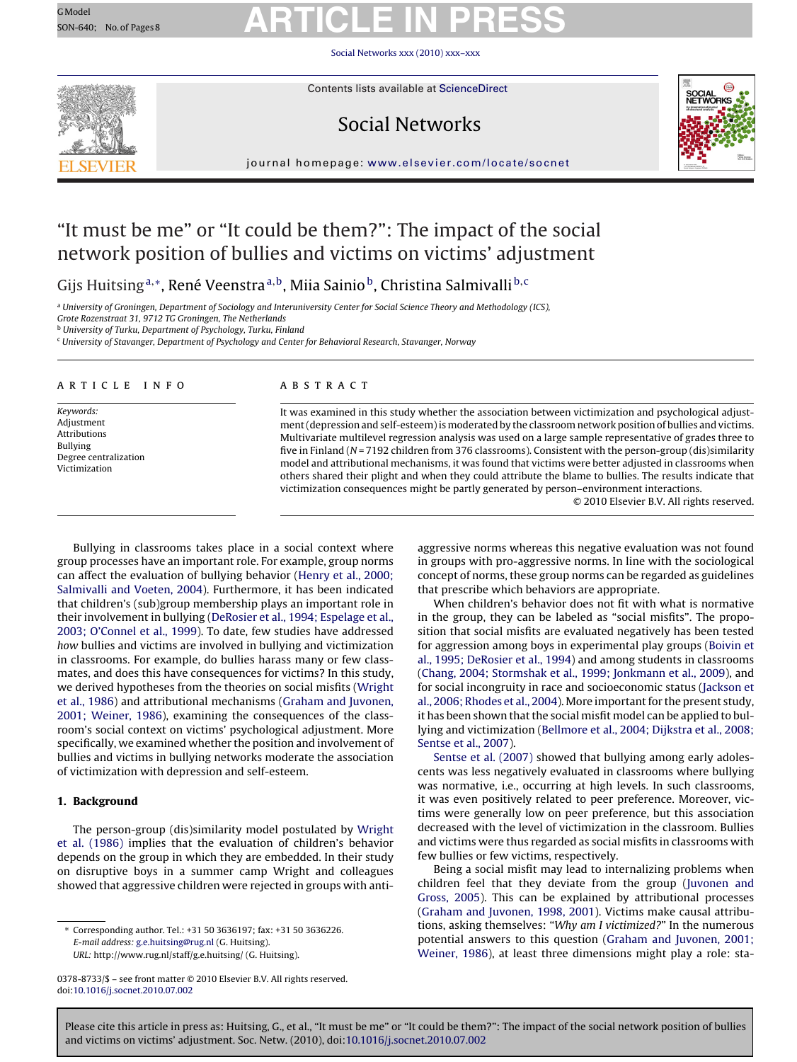# "It must be me" or "It could be them?": The impact of the social network position of bullies and victims on victims' adjustment

Gijs Huitsing[a,*], René Veenstra[a,b], Miia Sainio[b], Christina Salmivalli[b,c]

[a] University of Groningen, Department of Sociology and Interuniversity Center for Social Science Theory and Methodology (ICS), Grote Rozenstraat 31, 9712 TG Groningen, The Netherlands
[b] University of Turku, Department of Psychology, Turku, Finland
[c] University of Stavanger, Department of Psychology and Center for Behavioral Research, Stavanger, Norway

## ARTICLE INFO

*Keywords:*
Adjustment
Attributions
Bullying
Degree centralization
Victimization

## ABSTRACT

It was examined in this study whether the association between victimization and psychological adjustment (depression and self-esteem) is moderated by the classroom network position of bullies and victims. Multivariate multilevel regression analysis was used on a large sample representative of grades three to five in Finland ($N = 7192$ children from 376 classrooms). Consistent with the person-group (dis)similarity model and attributional mechanisms, it was found that victims were better adjusted in classrooms when others shared their plight and when they could attribute the blame to bullies. The results indicate that victimization consequences might be partly generated by person–environment interactions.

© 2010 Elsevier B.V. All rights reserved.

Bullying in classrooms takes place in a social context where group processes have an important role. For example, group norms can affect the evaluation of bullying behavior (Henry et al., 2000; Salmivalli and Voeten, 2004). Furthermore, it has been indicated that children's (sub)group membership plays an important role in their involvement in bullying (DeRosier et al., 1994; Espelage et al., 2003; O'Connel et al., 1999). To date, few studies have addressed *how* bullies and victims are involved in bullying and victimization in classrooms. For example, do bullies harass many or few classmates, and does this have consequences for victims? In this study, we derived hypotheses from the theories on social misfits (Wright et al., 1986) and attributional mechanisms (Graham and Juvonen, 2001; Weiner, 1986), examining the consequences of the classroom's social context on victims' psychological adjustment. More specifically, we examined whether the position and involvement of bullies and victims in bullying networks moderate the association of victimization with depression and self-esteem.

## 1. Background

The person-group (dis)similarity model postulated by Wright et al. (1986) implies that the evaluation of children's behavior depends on the group in which they are embedded. In their study on disruptive boys in a summer camp Wright and colleagues showed that aggressive children were rejected in groups with anti-aggressive norms whereas this negative evaluation was not found in groups with pro-aggressive norms. In line with the sociological concept of norms, these group norms can be regarded as guidelines that prescribe which behaviors are appropriate.

When children's behavior does not fit with what is normative in the group, they can be labeled as "social misfits". The proposition that social misfits are evaluated negatively has been tested for aggression among boys in experimental play groups (Boivin et al., 1995; DeRosier et al., 1994) and among students in classrooms (Chang, 2004; Stormshak et al., 1999; Jonkmann et al., 2009), and for social incongruity in race and socioeconomic status (Jackson et al., 2006; Rhodes et al., 2004). More important for the present study, it has been shown that the social misfit model can be applied to bullying and victimization (Bellmore et al., 2004; Dijkstra et al., 2008; Sentse et al., 2007).

Sentse et al. (2007) showed that bullying among early adolescents was less negatively evaluated in classrooms where bullying was normative, i.e., occurring at high levels. In such classrooms, it was even positively related to peer preference. Moreover, victims were generally low on peer preference, but this association decreased with the level of victimization in the classroom. Bullies and victims were thus regarded as social misfits in classrooms with few bullies or few victims, respectively.

Being a social misfit may lead to internalizing problems when children feel that they deviate from the group (Juvonen and Gross, 2005). This can be explained by attributional processes (Graham and Juvonen, 1998, 2001). Victims make causal attributions, asking themselves: "*Why am I victimized?*" In the numerous potential answers to this question (Graham and Juvonen, 2001; Weiner, 1986), at least three dimensions might play a role: sta-

---

* Corresponding author. Tel.: +31 50 3636197; fax: +31 50 3636226.
*E-mail address:* g.e.huitsing@rug.nl (G. Huitsing).
*URL:* http://www.rug.nl/staff/g.e.huitsing/ (G. Huitsing).

0378-8733/$ – see front matter © 2010 Elsevier B.V. All rights reserved.
doi:10.1016/j.socnet.2010.07.002

Please cite this article in press as: Huitsing, G., et al., "It must be me" or "It could be them?": The impact of the social network position of bullies and victims on victims' adjustment. Soc. Netw. (2010), doi:10.1016/j.socnet.2010.07.002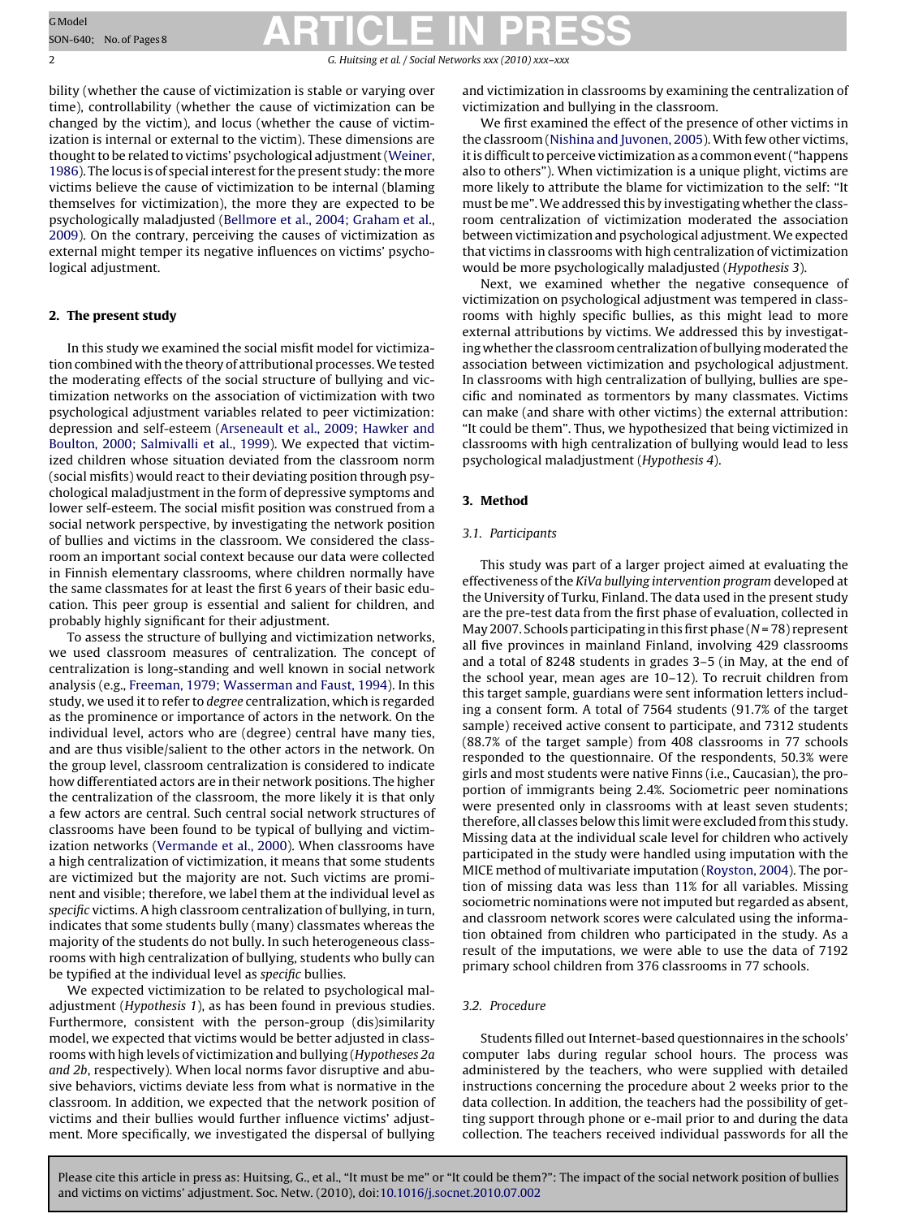bility (whether the cause of victimization is stable or varying over time), controllability (whether the cause of victimization can be changed by the victim), and locus (whether the cause of victimization is internal or external to the victim). These dimensions are thought to be related to victims' psychological adjustment (Weiner, 1986). The locus is of special interest for the present study: the more victims believe the cause of victimization to be internal (blaming themselves for victimization), the more they are expected to be psychologically maladjusted (Bellmore et al., 2004; Graham et al., 2009). On the contrary, perceiving the causes of victimization as external might temper its negative influences on victims' psychological adjustment.

## 2. The present study

In this study we examined the social misfit model for victimization combined with the theory of attributional processes. We tested the moderating effects of the social structure of bullying and victimization networks on the association of victimization with two psychological adjustment variables related to peer victimization: depression and self-esteem (Arseneault et al., 2009; Hawker and Boulton, 2000; Salmivalli et al., 1999). We expected that victimized children whose situation deviated from the classroom norm (social misfits) would react to their deviating position through psychological maladjustment in the form of depressive symptoms and lower self-esteem. The social misfit position was construed from a social network perspective, by investigating the network position of bullies and victims in the classroom. We considered the classroom an important social context because our data were collected in Finnish elementary classrooms, where children normally have the same classmates for at least the first 6 years of their basic education. This peer group is essential and salient for children, and probably highly significant for their adjustment.

To assess the structure of bullying and victimization networks, we used classroom measures of centralization. The concept of centralization is long-standing and well known in social network analysis (e.g., Freeman, 1979; Wasserman and Faust, 1994). In this study, we used it to refer to *degree* centralization, which is regarded as the prominence or importance of actors in the network. On the individual level, actors who are (degree) central have many ties, and are thus visible/salient to the other actors in the network. On the group level, classroom centralization is considered to indicate how differentiated actors are in their network positions. The higher the centralization of the classroom, the more likely it is that only a few actors are central. Such central social network structures of classrooms have been found to be typical of bullying and victimization networks (Vermande et al., 2000). When classrooms have a high centralization of victimization, it means that some students are victimized but the majority are not. Such victims are prominent and visible; therefore, we label them at the individual level as *specific* victims. A high classroom centralization of bullying, in turn, indicates that some students bully (many) classmates whereas the majority of the students do not bully. In such heterogeneous classrooms with high centralization of bullying, students who bully can be typified at the individual level as *specific* bullies.

We expected victimization to be related to psychological maladjustment (*Hypothesis 1*), as has been found in previous studies. Furthermore, consistent with the person-group (dis)similarity model, we expected that victims would be better adjusted in classrooms with high levels of victimization and bullying (*Hypotheses 2a and 2b*, respectively). When local norms favor disruptive and abusive behaviors, victims deviate less from what is normative in the classroom. In addition, we expected that the network position of victims and their bullies would further influence victims' adjustment. More specifically, we investigated the dispersal of bullying and victimization in classrooms by examining the centralization of victimization and bullying in the classroom.

We first examined the effect of the presence of other victims in the classroom (Nishina and Juvonen, 2005). With few other victims, it is difficult to perceive victimization as a common event ("happens also to others"). When victimization is a unique plight, victims are more likely to attribute the blame for victimization to the self: "It must be me". We addressed this by investigating whether the classroom centralization of victimization moderated the association between victimization and psychological adjustment. We expected that victims in classrooms with high centralization of victimization would be more psychologically maladjusted (*Hypothesis 3*).

Next, we examined whether the negative consequence of victimization on psychological adjustment was tempered in classrooms with highly specific bullies, as this might lead to more external attributions by victims. We addressed this by investigating whether the classroom centralization of bullying moderated the association between victimization and psychological adjustment. In classrooms with high centralization of bullying, bullies are specific and nominated as tormentors by many classmates. Victims can make (and share with other victims) the external attribution: "It could be them". Thus, we hypothesized that being victimized in classrooms with high centralization of bullying would lead to less psychological maladjustment (*Hypothesis 4*).

## 3. Method

### 3.1. Participants

This study was part of a larger project aimed at evaluating the effectiveness of the *KiVa bullying intervention program* developed at the University of Turku, Finland. The data used in the present study are the pre-test data from the first phase of evaluation, collected in May 2007. Schools participating in this first phase ($N = 78$) represent all five provinces in mainland Finland, involving 429 classrooms and a total of 8248 students in grades 3–5 (in May, at the end of the school year, mean ages are 10–12). To recruit children from this target sample, guardians were sent information letters including a consent form. A total of 7564 students (91.7% of the target sample) received active consent to participate, and 7312 students (88.7% of the target sample) from 408 classrooms in 77 schools responded to the questionnaire. Of the respondents, 50.3% were girls and most students were native Finns (i.e., Caucasian), the proportion of immigrants being 2.4%. Sociometric peer nominations were presented only in classrooms with at least seven students; therefore, all classes below this limit were excluded from this study. Missing data at the individual scale level for children who actively participated in the study were handled using imputation with the MICE method of multivariate imputation (Royston, 2004). The portion of missing data was less than 11% for all variables. Missing sociometric nominations were not imputed but regarded as absent, and classroom network scores were calculated using the information obtained from children who participated in the study. As a result of the imputations, we were able to use the data of 7192 primary school children from 376 classrooms in 77 schools.

### 3.2. Procedure

Students filled out Internet-based questionnaires in the schools' computer labs during regular school hours. The process was administered by the teachers, who were supplied with detailed instructions concerning the procedure about 2 weeks prior to the data collection. In addition, the teachers had the possibility of getting support through phone or e-mail prior to and during the data collection. The teachers received individual passwords for all the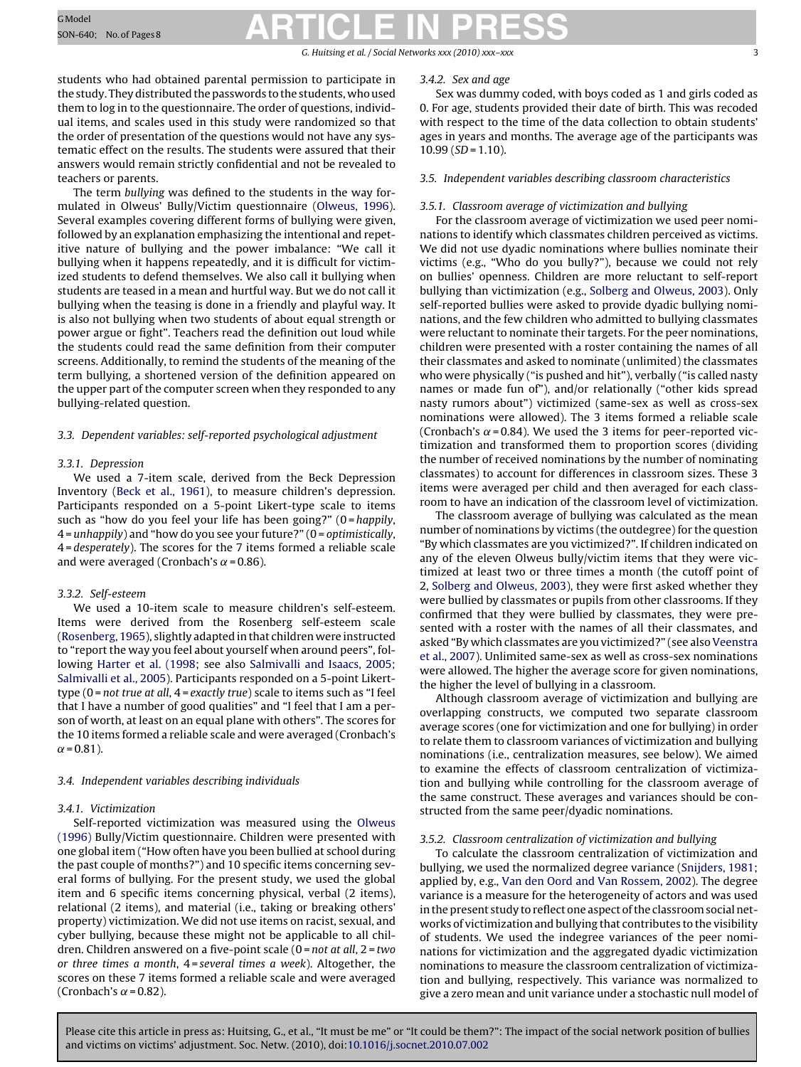students who had obtained parental permission to participate in the study. They distributed the passwords to the students, who used them to log in to the questionnaire. The order of questions, individual items, and scales used in this study were randomized so that the order of presentation of the questions would not have any systematic effect on the results. The students were assured that their answers would remain strictly confidential and not be revealed to teachers or parents.

The term *bullying* was defined to the students in the way formulated in Olweus' Bully/Victim questionnaire (Olweus, 1996). Several examples covering different forms of bullying were given, followed by an explanation emphasizing the intentional and repetitive nature of bullying and the power imbalance: "We call it bullying when it happens repeatedly, and it is difficult for victimized students to defend themselves. We also call it bullying when students are teased in a mean and hurtful way. But we do not call it bullying when the teasing is done in a friendly and playful way. It is also not bullying when two students of about equal strength or power argue or fight". Teachers read the definition out loud while the students could read the same definition from their computer screens. Additionally, to remind the students of the meaning of the term bullying, a shortened version of the definition appeared on the upper part of the computer screen when they responded to any bullying-related question.

### 3.3. Dependent variables: self-reported psychological adjustment

#### 3.3.1. Depression

We used a 7-item scale, derived from the Beck Depression Inventory (Beck et al., 1961), to measure children's depression. Participants responded on a 5-point Likert-type scale to items such as "how do you feel your life has been going?" (0 = *happily*, 4 = *unhappily*) and "how do you see your future?" (0 = *optimistically*, 4 = *desperately*). The scores for the 7 items formed a reliable scale and were averaged (Cronbach's $\alpha = 0.86$).

#### 3.3.2. Self-esteem

We used a 10-item scale to measure children's self-esteem. Items were derived from the Rosenberg self-esteem scale (Rosenberg, 1965), slightly adapted in that children were instructed to "report the way you feel about yourself when around peers", following Harter et al. (1998; see also Salmivalli and Isaacs, 2005; Salmivalli et al., 2005). Participants responded on a 5-point Likert-type (0 = *not true at all*, 4 = *exactly true*) scale to items such as "I feel that I have a number of good qualities" and "I feel that I am a person of worth, at least on an equal plane with others". The scores for the 10 items formed a reliable scale and were averaged (Cronbach's $\alpha = 0.81$).

### 3.4. Independent variables describing individuals

#### 3.4.1. Victimization

Self-reported victimization was measured using the Olweus (1996) Bully/Victim questionnaire. Children were presented with one global item ("How often have you been bullied at school during the past couple of months?") and 10 specific items concerning several forms of bullying. For the present study, we used the global item and 6 specific items concerning physical, verbal (2 items), relational (2 items), and material (i.e., taking or breaking others' property) victimization. We did not use items on racist, sexual, and cyber bullying, because these might not be applicable to all children. Children answered on a five-point scale (0 = *not at all*, 2 = *two or three times a month*, 4 = *several times a week*). Altogether, the scores on these 7 items formed a reliable scale and were averaged (Cronbach's $\alpha = 0.82$).

#### 3.4.2. Sex and age

Sex was dummy coded, with boys coded as 1 and girls coded as 0. For age, students provided their date of birth. This was recoded with respect to the time of the data collection to obtain students' ages in years and months. The average age of the participants was 10.99 ($SD = 1.10$).

### 3.5. Independent variables describing classroom characteristics

#### 3.5.1. Classroom average of victimization and bullying

For the classroom average of victimization we used peer nominations to identify which classmates children perceived as victims. We did not use dyadic nominations where bullies nominate their victims (e.g., "Who do you bully?"), because we could not rely on bullies' openness. Children are more reluctant to self-report bullying than victimization (e.g., Solberg and Olweus, 2003). Only self-reported bullies were asked to provide dyadic bullying nominations, and the few children who admitted to bullying classmates were reluctant to nominate their targets. For the peer nominations, children were presented with a roster containing the names of all their classmates and asked to nominate (unlimited) the classmates who were physically ("is pushed and hit"), verbally ("is called nasty names or made fun of"), and/or relationally ("other kids spread nasty rumors about") victimized (same-sex as well as cross-sex nominations were allowed). The 3 items formed a reliable scale (Cronbach's $\alpha = 0.84$). We used the 3 items for peer-reported victimization and transformed them to proportion scores (dividing the number of received nominations by the number of nominating classmates) to account for differences in classroom sizes. These 3 items were averaged per child and then averaged for each classroom to have an indication of the classroom level of victimization.

The classroom average of bullying was calculated as the mean number of nominations by victims (the outdegree) for the question "By which classmates are you victimized?". If children indicated on any of the eleven Olweus bully/victim items that they were victimized at least two or three times a month (the cutoff point of 2, Solberg and Olweus, 2003), they were first asked whether they were bullied by classmates or pupils from other classrooms. If they confirmed that they were bullied by classmates, they were presented with a roster with the names of all their classmates, and asked "By which classmates are you victimized?" (see also Veenstra et al., 2007). Unlimited same-sex as well as cross-sex nominations were allowed. The higher the average score for given nominations, the higher the level of bullying in a classroom.

Although classroom average of victimization and bullying are overlapping constructs, we computed two separate classroom average scores (one for victimization and one for bullying) in order to relate them to classroom variances of victimization and bullying nominations (i.e., centralization measures, see below). We aimed to examine the effects of classroom centralization of victimization and bullying while controlling for the classroom average of the same construct. These averages and variances should be constructed from the same peer/dyadic nominations.

#### 3.5.2. Classroom centralization of victimization and bullying

To calculate the classroom centralization of victimization and bullying, we used the normalized degree variance (Snijders, 1981; applied by, e.g., Van den Oord and Van Rossem, 2002). The degree variance is a measure for the heterogeneity of actors and was used in the present study to reflect one aspect of the classroom social networks of victimization and bullying that contributes to the visibility of students. We used the indegree variances of the peer nominations for victimization and the aggregated dyadic victimization nominations to measure the classroom centralization of victimization and bullying, respectively. This variance was normalized to give a zero mean and unit variance under a stochastic null model of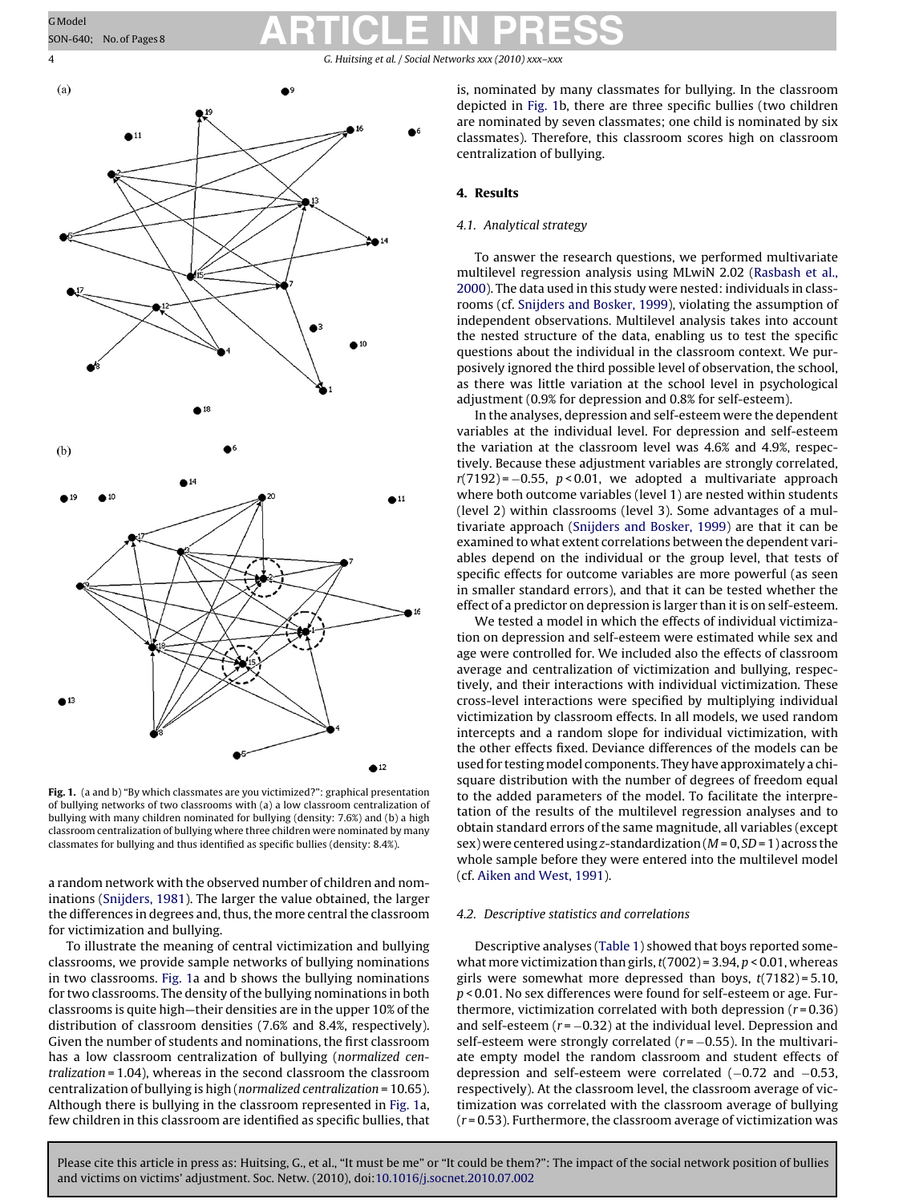Fig. 1. (a and b) "By which classmates are you victimized?": graphical presentation of bullying networks of two classrooms with (a) a low classroom centralization of bullying with many children nominated for bullying (density: 7.6%) and (b) a high classroom centralization of bullying where three children were nominated by many classmates for bullying and thus identified as specific bullies (density: 8.4%).

a random network with the observed number of children and nominations (Snijders, 1981). The larger the value obtained, the larger the differences in degrees and, thus, the more central the classroom for victimization and bullying.

To illustrate the meaning of central victimization and bullying classrooms, we provide sample networks of bullying nominations in two classrooms. Fig. 1a and b shows the bullying nominations for two classrooms. The density of the bullying nominations in both classrooms is quite high—their densities are in the upper 10% of the distribution of classroom densities (7.6% and 8.4%, respectively). Given the number of students and nominations, the first classroom has a low classroom centralization of bullying (*normalized centralization* = 1.04), whereas in the second classroom the classroom centralization of bullying is high (*normalized centralization* = 10.65). Although there is bullying in the classroom represented in Fig. 1a, few children in this classroom are identified as specific bullies, that is, nominated by many classmates for bullying. In the classroom depicted in Fig. 1b, there are three specific bullies (two children are nominated by seven classmates; one child is nominated by six classmates). Therefore, this classroom scores high on classroom centralization of bullying.

## 4. Results

### 4.1. Analytical strategy

To answer the research questions, we performed multivariate multilevel regression analysis using MLwiN 2.02 (Rasbash et al., 2000). The data used in this study were nested: individuals in classrooms (cf. Snijders and Bosker, 1999), violating the assumption of independent observations. Multilevel analysis takes into account the nested structure of the data, enabling us to test the specific questions about the individual in the classroom context. We purposively ignored the third possible level of observation, the school, as there was little variation at the school level in psychological adjustment (0.9% for depression and 0.8% for self-esteem).

In the analyses, depression and self-esteem were the dependent variables at the individual level. For depression and self-esteem the variation at the classroom level was 4.6% and 4.9%, respectively. Because these adjustment variables are strongly correlated, $r(7192) = -0.55$, $p < 0.01$, we adopted a multivariate approach where both outcome variables (level 1) are nested within students (level 2) within classrooms (level 3). Some advantages of a multivariate approach (Snijders and Bosker, 1999) are that it can be examined to what extent correlations between the dependent variables depend on the individual or the group level, that tests of specific effects for outcome variables are more powerful (as seen in smaller standard errors), and that it can be tested whether the effect of a predictor on depression is larger than it is on self-esteem.

We tested a model in which the effects of individual victimization on depression and self-esteem were estimated while sex and age were controlled for. We included also the effects of classroom average and centralization of victimization and bullying, respectively, and their interactions with individual victimization. These cross-level interactions were specified by multiplying individual victimization by classroom effects. In all models, we used random intercepts and a random slope for individual victimization, with the other effects fixed. Deviance differences of the models can be used for testing model components. They have approximately a chi-square distribution with the number of degrees of freedom equal to the added parameters of the model. To facilitate the interpretation of the results of the multilevel regression analyses and to obtain standard errors of the same magnitude, all variables (except sex) were centered using *z*-standardization ($M = 0, SD = 1$) across the whole sample before they were entered into the multilevel model (cf. Aiken and West, 1991).

### 4.2. Descriptive statistics and correlations

Descriptive analyses (Table 1) showed that boys reported somewhat more victimization than girls, $t(7002) = 3.94$, $p < 0.01$, whereas girls were somewhat more depressed than boys, $t(7182) = 5.10$, $p < 0.01$. No sex differences were found for self-esteem or age. Furthermore, victimization correlated with both depression ($r = 0.36$) and self-esteem ($r = -0.32$) at the individual level. Depression and self-esteem were strongly correlated ($r = -0.55$). In the multivariate empty model the random classroom and student effects of depression and self-esteem were correlated ($-0.72$ and $-0.53$, respectively). At the classroom level, the classroom average of victimization was correlated with the classroom average of bullying ($r = 0.53$). Furthermore, the classroom average of victimization was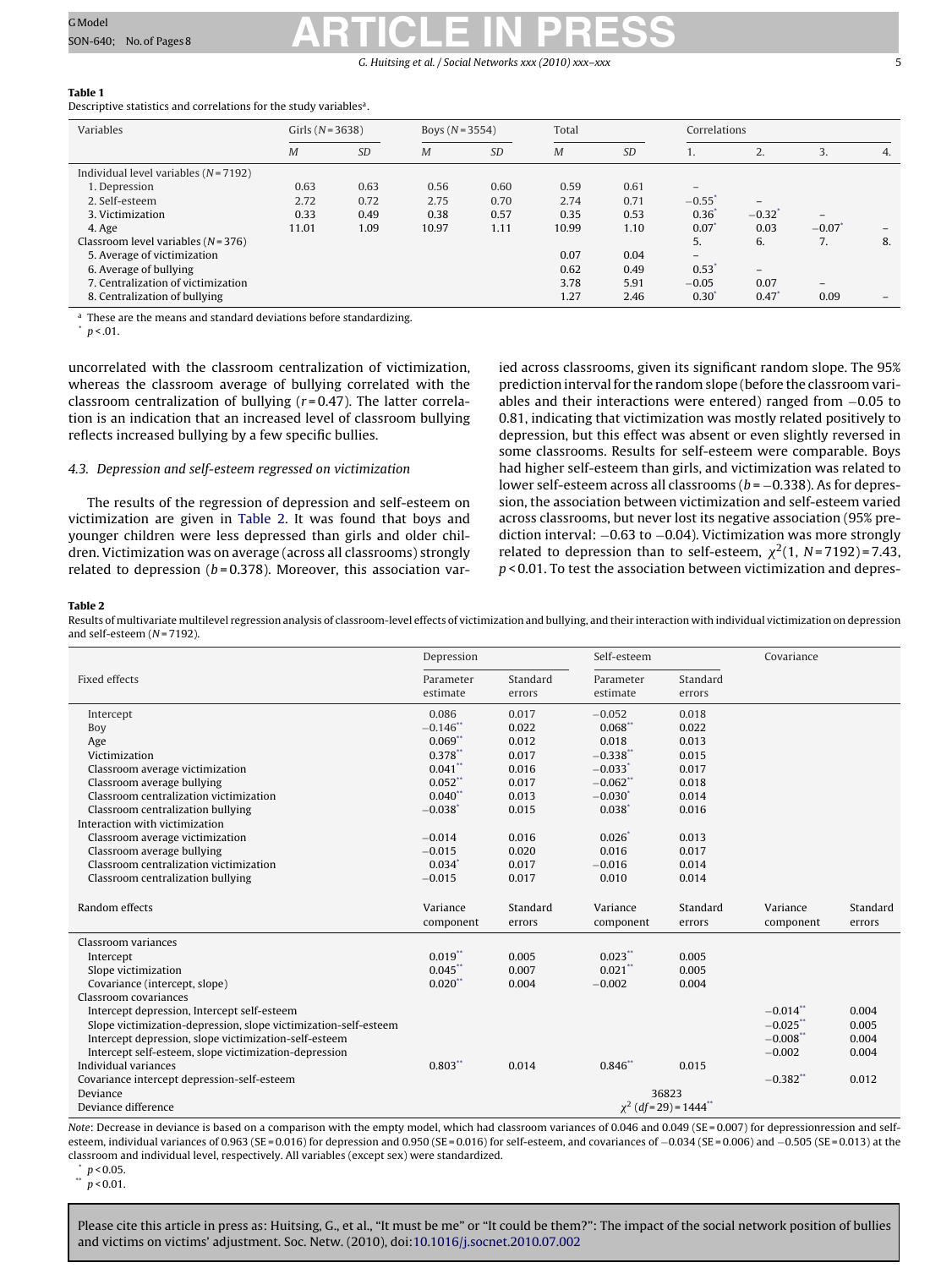**Table 1**
Descriptive statistics and correlations for the study variables[a].

| Variables | Girls (N = 3638) | | Boys (N = 3554) | | Total | | Correlations | | | |
|---|---|---|---|---|---|---|---|---|---|---|
| | M | SD | M | SD | M | SD | 1. | 2. | 3. | 4. |
| Individual level variables (N = 7192) | | | | | | | | | | |
| 1. Depression | 0.63 | 0.63 | 0.56 | 0.60 | 0.59 | 0.61 | – | | | |
| 2. Self-esteem | 2.72 | 0.72 | 2.75 | 0.70 | 2.74 | 0.71 | −0.55* | – | | |
| 3. Victimization | 0.33 | 0.49 | 0.38 | 0.57 | 0.35 | 0.53 | 0.36* | −0.32* | – | |
| 4. Age | 11.01 | 1.09 | 10.97 | 1.11 | 10.99 | 1.10 | 0.07* | 0.03 | −0.07* | – |
| Classroom level variables (N = 376) | | | | | | | 5. | 6. | 7. | 8. |
| 5. Average of victimization | | | | | 0.07 | 0.04 | – | | | |
| 6. Average of bullying | | | | | 0.62 | 0.49 | 0.53* | – | | |
| 7. Centralization of victimization | | | | | 3.78 | 5.91 | −0.05 | 0.07 | – | |
| 8. Centralization of bullying | | | | | 1.27 | 2.46 | 0.30* | 0.47* | 0.09 | – |

[a] These are the means and standard deviations before standardizing.
* $p<.01$.

uncorrelated with the classroom centralization of victimization, whereas the classroom average of bullying correlated with the classroom centralization of bullying ($r = 0.47$). The latter correlation is an indication that an increased level of classroom bullying reflects increased bullying by a few specific bullies.

### 4.3. Depression and self-esteem regressed on victimization

The results of the regression of depression and self-esteem on victimization are given in Table 2. It was found that boys and younger children were less depressed than girls and older children. Victimization was on average (across all classrooms) strongly related to depression ($b = 0.378$). Moreover, this association varied across classrooms, given its significant random slope. The 95% prediction interval for the random slope (before the classroom variables and their interactions were entered) ranged from −0.05 to 0.81, indicating that victimization was mostly related positively to depression, but this effect was absent or even slightly reversed in some classrooms. Results for self-esteem were comparable. Boys had higher self-esteem than girls, and victimization was related to lower self-esteem across all classrooms ($b = -0.338$). As for depression, the association between victimization and self-esteem varied across classrooms, but never lost its negative association (95% prediction interval: −0.63 to −0.04). Victimization was more strongly related to depression than to self-esteem, $\chi^2(1, N = 7192) = 7.43$, $p < 0.01$. To test the association between victimization and depres-

**Table 2**
Results of multivariate multilevel regression analysis of classroom-level effects of victimization and bullying, and their interaction with individual victimization on depression and self-esteem (N = 7192).

| Fixed effects | Depression | | Self-esteem | | Covariance | |
|---|---|---|---|---|---|---|
| | Parameter estimate | Standard errors | Parameter estimate | Standard errors | | |
| Intercept | 0.086 | 0.017 | −0.052 | 0.018 | | |
| Boy | −0.146** | 0.022 | 0.068** | 0.022 | | |
| Age | 0.069** | 0.012 | 0.018 | 0.013 | | |
| Victimization | 0.378** | 0.017 | −0.338** | 0.015 | | |
| Classroom average victimization | 0.041** | 0.016 | −0.033* | 0.017 | | |
| Classroom average bullying | 0.052** | 0.017 | −0.062** | 0.018 | | |
| Classroom centralization victimization | 0.040** | 0.013 | −0.030* | 0.014 | | |
| Classroom centralization bullying | −0.038* | 0.015 | 0.038* | 0.016 | | |
| Interaction with victimization | | | | | | |
| Classroom average victimization | −0.014 | 0.016 | 0.026* | 0.013 | | |
| Classroom average bullying | −0.015 | 0.020 | 0.016 | 0.017 | | |
| Classroom centralization victimization | 0.034* | 0.017 | −0.016 | 0.014 | | |
| Classroom centralization bullying | −0.015 | 0.017 | 0.010 | 0.014 | | |
| **Random effects** | Variance component | Standard errors | Variance component | Standard errors | Variance component | Standard errors |
| Classroom variances | | | | | | |
| Intercept | 0.019** | 0.005 | 0.023** | 0.005 | | |
| Slope victimization | 0.045** | 0.007 | 0.021** | 0.005 | | |
| Covariance (intercept, slope) | 0.020** | 0.004 | −0.002 | 0.004 | | |
| Classroom covariances | | | | | | |
| Intercept depression, Intercept self-esteem | | | | | −0.014** | 0.004 |
| Slope victimization-depression, slope victimization-self-esteem | | | | | −0.025** | 0.005 |
| Intercept depression, slope victimization-self-esteem | | | | | −0.008** | 0.004 |
| Intercept self-esteem, slope victimization-depression | | | | | −0.002 | 0.004 |
| Individual variances | 0.803** | 0.014 | 0.846** | 0.015 | | |
| Covariance intercept depression-self-esteem | | | | | −0.382** | 0.012 |
| Deviance | | | 36823 | | | |
| Deviance difference | | | $\chi^2$ (df = 29) = 1444** | | | |

*Note*: Decrease in deviance is based on a comparison with the empty model, which had classroom variances of 0.046 and 0.049 (SE = 0.007) for depressionression and self-esteem, individual variances of 0.963 (SE = 0.016) for depression and 0.950 (SE = 0.016) for self-esteem, and covariances of −0.034 (SE = 0.006) and −0.505 (SE = 0.013) at the classroom and individual level, respectively. All variables (except sex) were standardized.
* $p<0.05$.
** $p<0.01$.

Please cite this article in press as: Huitsing, G., et al., "It must be me" or "It could be them?": The impact of the social network position of bullies and victims on victims' adjustment. Soc. Netw. (2010), doi:10.1016/j.socnet.2010.07.002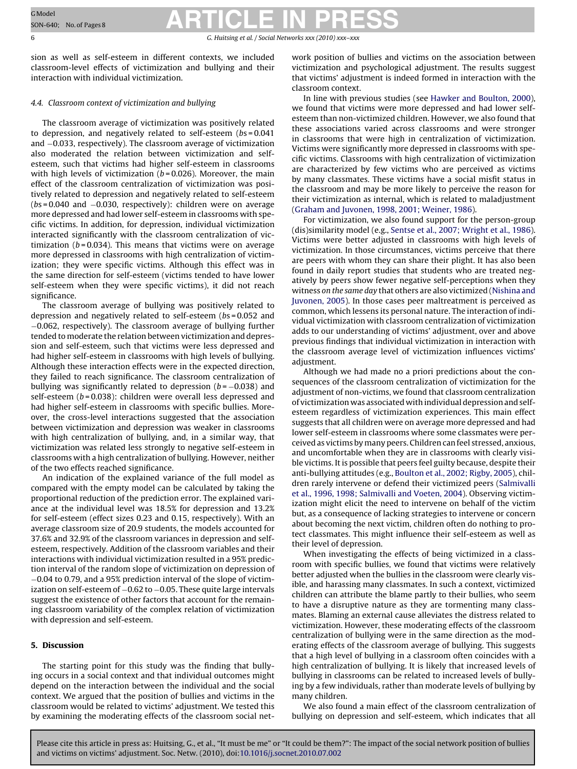sion as well as self-esteem in different contexts, we included classroom-level effects of victimization and bullying and their interaction with individual victimization.

### 4.4. Classroom context of victimization and bullying

The classroom average of victimization was positively related to depression, and negatively related to self-esteem ($bs = 0.041$ and $-0.033$, respectively). The classroom average of victimization also moderated the relation between victimization and self-esteem, such that victims had higher self-esteem in classrooms with high levels of victimization ($b = 0.026$). Moreover, the main effect of the classroom centralization of victimization was positively related to depression and negatively related to self-esteem ($bs = 0.040$ and $-0.030$, respectively): children were on average more depressed and had lower self-esteem in classrooms with specific victims. In addition, for depression, individual victimization interacted significantly with the classroom centralization of victimization ($b = 0.034$). This means that victims were on average more depressed in classrooms with high centralization of victimization; they were specific victims. Although this effect was in the same direction for self-esteem (victims tended to have lower self-esteem when they were specific victims), it did not reach significance.

The classroom average of bullying was positively related to depression and negatively related to self-esteem ($bs = 0.052$ and $-0.062$, respectively). The classroom average of bullying further tended to moderate the relation between victimization and depression and self-esteem, such that victims were less depressed and had higher self-esteem in classrooms with high levels of bullying. Although these interaction effects were in the expected direction, they failed to reach significance. The classroom centralization of bullying was significantly related to depression ($b = -0.038$) and self-esteem ($b = 0.038$): children were overall less depressed and had higher self-esteem in classrooms with specific bullies. Moreover, the cross-level interactions suggested that the association between victimization and depression was weaker in classrooms with high centralization of bullying, and, in a similar way, that victimization was related less strongly to negative self-esteem in classrooms with a high centralization of bullying. However, neither of the two effects reached significance.

An indication of the explained variance of the full model as compared with the empty model can be calculated by taking the proportional reduction of the prediction error. The explained variance at the individual level was 18.5% for depression and 13.2% for self-esteem (effect sizes 0.23 and 0.15, respectively). With an average classroom size of 20.9 students, the models accounted for 37.6% and 32.9% of the classroom variances in depression and self-esteem, respectively. Addition of the classroom variables and their interactions with individual victimization resulted in a 95% prediction interval of the random slope of victimization on depression of $-0.04$ to 0.79, and a 95% prediction interval of the slope of victimization on self-esteem of $-0.62$ to $-0.05$. These quite large intervals suggest the existence of other factors that account for the remaining classroom variability of the complex relation of victimization with depression and self-esteem.

## 5. Discussion

The starting point for this study was the finding that bullying occurs in a social context and that individual outcomes might depend on the interaction between the individual and the social context. We argued that the position of bullies and victims in the classroom would be related to victims' adjustment. We tested this by examining the moderating effects of the classroom social network position of bullies and victims on the association between victimization and psychological adjustment. The results suggest that victims' adjustment is indeed formed in interaction with the classroom context.

In line with previous studies (see Hawker and Boulton, 2000), we found that victims were more depressed and had lower self-esteem than non-victimized children. However, we also found that these associations varied across classrooms and were stronger in classrooms that were high in centralization of victimization. Victims were significantly more depressed in classrooms with specific victims. Classrooms with high centralization of victimization are characterized by few victims who are perceived as victims by many classmates. These victims have a social misfit status in the classroom and may be more likely to perceive the reason for their victimization as internal, which is related to maladjustment (Graham and Juvonen, 1998, 2001; Weiner, 1986).

For victimization, we also found support for the person-group (dis)similarity model (e.g., Sentse et al., 2007; Wright et al., 1986). Victims were better adjusted in classrooms with high levels of victimization. In those circumstances, victims perceive that there are peers with whom they can share their plight. It has also been found in daily report studies that students who are treated negatively by peers show fewer negative self-perceptions when they witness *on the same day* that others are also victimized (Nishina and Juvonen, 2005). In those cases peer maltreatment is perceived as common, which lessens its personal nature. The interaction of individual victimization with classroom centralization of victimization adds to our understanding of victims' adjustment, over and above previous findings that individual victimization in interaction with the classroom average level of victimization influences victims' adjustment.

Although we had made no a priori predictions about the consequences of the classroom centralization of victimization for the adjustment of non-victims, we found that classroom centralization of victimization was associated with individual depression and self-esteem regardless of victimization experiences. This main effect suggests that all children were on average more depressed and had lower self-esteem in classrooms where some classmates were perceived as victims by many peers. Children can feel stressed, anxious, and uncomfortable when they are in classrooms with clearly visible victims. It is possible that peers feel guilty because, despite their anti-bullying attitudes (e.g., Boulton et al., 2002; Rigby, 2005), children rarely intervene or defend their victimized peers (Salmivalli et al., 1996, 1998; Salmivalli and Voeten, 2004). Observing victimization might elicit the need to intervene on behalf of the victim but, as a consequence of lacking strategies to intervene or concern about becoming the next victim, children often do nothing to protect classmates. This might influence their self-esteem as well as their level of depression.

When investigating the effects of being victimized in a classroom with specific bullies, we found that victims were relatively better adjusted when the bullies in the classroom were clearly visible, and harassing many classmates. In such a context, victimized children can attribute the blame partly to their bullies, who seem to have a disruptive nature as they are tormenting many classmates. Blaming an external cause alleviates the distress related to victimization. However, these moderating effects of the classroom centralization of bullying were in the same direction as the moderating effects of the classroom average of bullying. This suggests that a high level of bullying in a classroom often coincides with a high centralization of bullying. It is likely that increased levels of bullying in classrooms can be related to increased levels of bullying by a few individuals, rather than moderate levels of bullying by many children.

We also found a main effect of the classroom centralization of bullying on depression and self-esteem, which indicates that all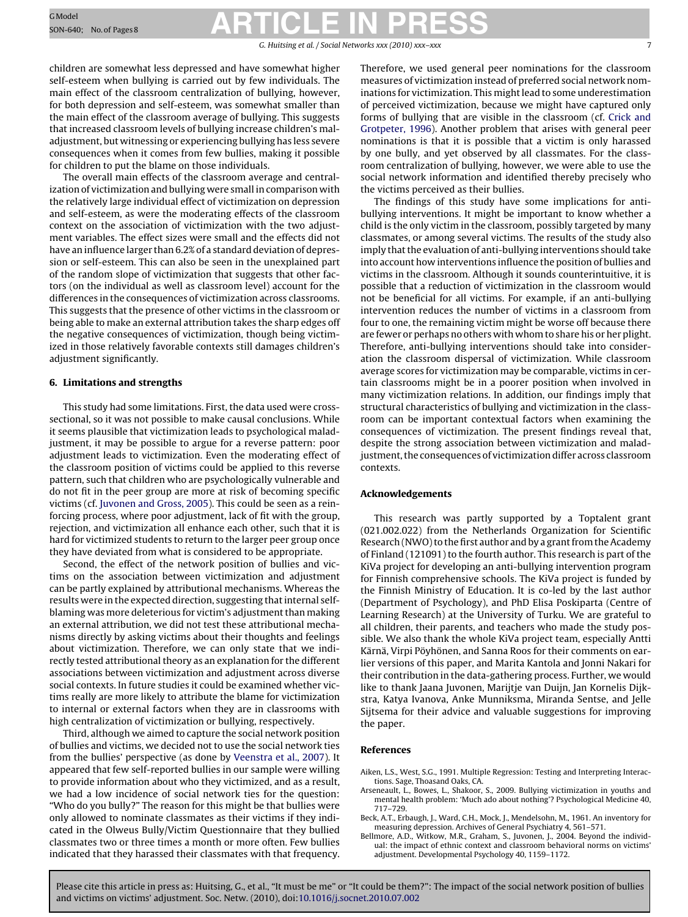children are somewhat less depressed and have somewhat higher self-esteem when bullying is carried out by few individuals. The main effect of the classroom centralization of bullying, however, for both depression and self-esteem, was somewhat smaller than the main effect of the classroom average of bullying. This suggests that increased classroom levels of bullying increase children's maladjustment, but witnessing or experiencing bullying has less severe consequences when it comes from few bullies, making it possible for children to put the blame on those individuals.

The overall main effects of the classroom average and centralization of victimization and bullying were small in comparison with the relatively large individual effect of victimization on depression and self-esteem, as were the moderating effects of the classroom context on the association of victimization with the two adjustment variables. The effect sizes were small and the effects did not have an influence larger than 6.2% of a standard deviation of depression or self-esteem. This can also be seen in the unexplained part of the random slope of victimization that suggests that other factors (on the individual as well as classroom level) account for the differences in the consequences of victimization across classrooms. This suggests that the presence of other victims in the classroom or being able to make an external attribution takes the sharp edges off the negative consequences of victimization, though being victimized in those relatively favorable contexts still damages children's adjustment significantly.

## 6. Limitations and strengths

This study had some limitations. First, the data used were cross-sectional, so it was not possible to make causal conclusions. While it seems plausible that victimization leads to psychological maladjustment, it may be possible to argue for a reverse pattern: poor adjustment leads to victimization. Even the moderating effect of the classroom position of victims could be applied to this reverse pattern, such that children who are psychologically vulnerable and do not fit in the peer group are more at risk of becoming specific victims (cf. Juvonen and Gross, 2005). This could be seen as a reinforcing process, where poor adjustment, lack of fit with the group, rejection, and victimization all enhance each other, such that it is hard for victimized students to return to the larger peer group once they have deviated from what is considered to be appropriate.

Second, the effect of the network position of bullies and victims on the association between victimization and adjustment can be partly explained by attributional mechanisms. Whereas the results were in the expected direction, suggesting that internal self-blaming was more deleterious for victim's adjustment than making an external attribution, we did not test these attributional mechanisms directly by asking victims about their thoughts and feelings about victimization. Therefore, we can only state that we indirectly tested attributional theory as an explanation for the different associations between victimization and adjustment across diverse social contexts. In future studies it could be examined whether victims really are more likely to attribute the blame for victimization to internal or external factors when they are in classrooms with high centralization of victimization or bullying, respectively.

Third, although we aimed to capture the social network position of bullies and victims, we decided not to use the social network ties from the bullies' perspective (as done by Veenstra et al., 2007). It appeared that few self-reported bullies in our sample were willing to provide information about who they victimized, and as a result, we had a low incidence of social network ties for the question: "Who do you bully?" The reason for this might be that bullies were only allowed to nominate classmates as their victims if they indicated in the Olweus Bully/Victim Questionnaire that they bullied classmates two or three times a month or more often. Few bullies indicated that they harassed their classmates with that frequency. Therefore, we used general peer nominations for the classroom measures of victimization instead of preferred social network nominations for victimization. This might lead to some underestimation of perceived victimization, because we might have captured only forms of bullying that are visible in the classroom (cf. Crick and Grotpeter, 1996). Another problem that arises with general peer nominations is that it is possible that a victim is only harassed by one bully, and yet observed by all classmates. For the classroom centralization of bullying, however, we were able to use the social network information and identified thereby precisely who the victims perceived as their bullies.

The findings of this study have some implications for anti-bullying interventions. It might be important to know whether a child is the only victim in the classroom, possibly targeted by many classmates, or among several victims. The results of the study also imply that the evaluation of anti-bullying interventions should take into account how interventions influence the position of bullies and victims in the classroom. Although it sounds counterintuitive, it is possible that a reduction of victimization in the classroom would not be beneficial for all victims. For example, if an anti-bullying intervention reduces the number of victims in a classroom from four to one, the remaining victim might be worse off because there are fewer or perhaps no others with whom to share his or her plight. Therefore, anti-bullying interventions should take into consideration the classroom dispersal of victimization. While classroom average scores for victimization may be comparable, victims in certain classrooms might be in a poorer position when involved in many victimization relations. In addition, our findings imply that structural characteristics of bullying and victimization in the classroom can be important contextual factors when examining the consequences of victimization. The present findings reveal that, despite the strong association between victimization and maladjustment, the consequences of victimization differ across classroom contexts.

## Acknowledgements

This research was partly supported by a Toptalent grant (021.002.022) from the Netherlands Organization for Scientific Research (NWO) to the first author and by a grant from the Academy of Finland (121091) to the fourth author. This research is part of the KiVa project for developing an anti-bullying intervention program for Finnish comprehensive schools. The KiVa project is funded by the Finnish Ministry of Education. It is co-led by the last author (Department of Psychology), and PhD Elisa Poskiparta (Centre of Learning Research) at the University of Turku. We are grateful to all children, their parents, and teachers who made the study possible. We also thank the whole KiVa project team, especially Antti Kärnä, Virpi Pöyhönen, and Sanna Roos for their comments on earlier versions of this paper, and Marita Kantola and Jonni Nakari for their contribution in the data-gathering process. Further, we would like to thank Jaana Juvonen, Marijtje van Duijn, Jan Kornelis Dijkstra, Katya Ivanova, Anke Munniksma, Miranda Sentse, and Jelle Sijtsema for their advice and valuable suggestions for improving the paper.

## References

Aiken, L.S., West, S.G., 1991. Multiple Regression: Testing and Interpreting Interactions. Sage, Thoasand Oaks, CA.

Arseneault, L., Bowes, L., Shakoor, S., 2009. Bullying victimization in youths and mental health problem: 'Much ado about nothing'? Psychological Medicine 40, 717–729.

Beck, A.T., Erbaugh, J., Ward, C.H., Mock, J., Mendelsohn, M., 1961. An inventory for measuring depression. Archives of General Psychiatry 4, 561–571.

Bellmore, A.D., Witkow, M.R., Graham, S., Juvonen, J., 2004. Beyond the individual: the impact of ethnic context and classroom behavioral norms on victims' adjustment. Developmental Psychology 40, 1159–1172.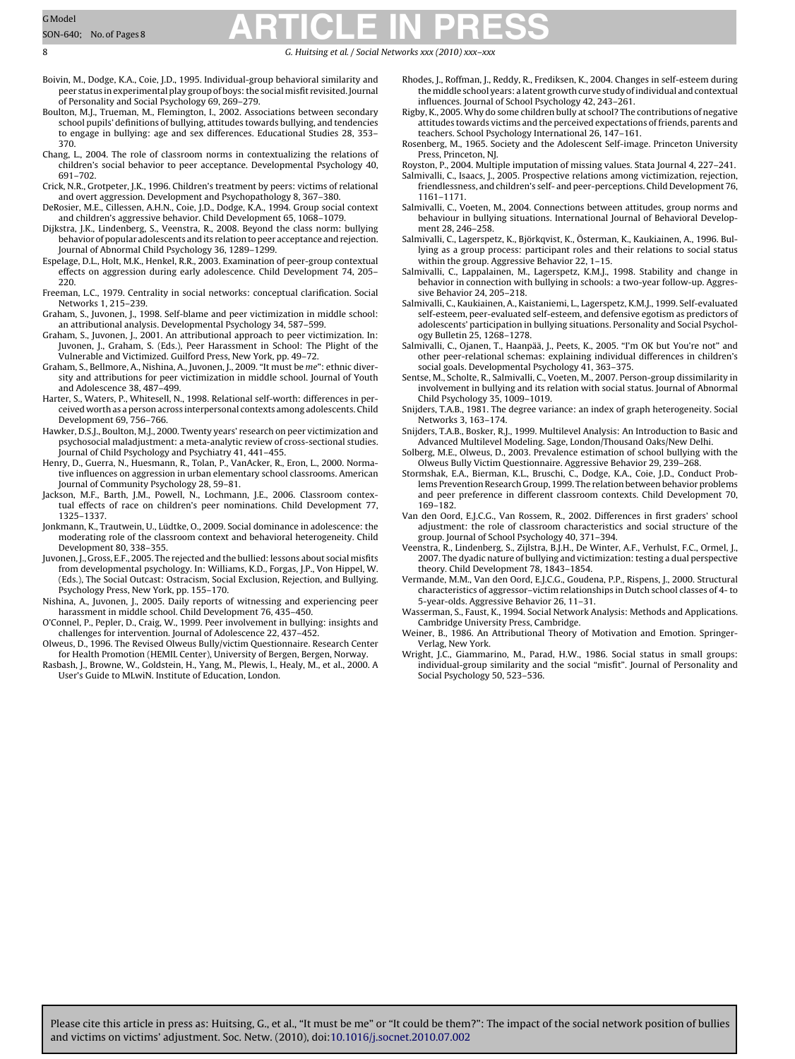Boivin, M., Dodge, K.A., Coie, J.D., 1995. Individual-group behavioral similarity and peer status in experimental play group of boys: the social misfit revisited. Journal of Personality and Social Psychology 69, 269–279.

Boulton, M.J., Trueman, M., Flemington, I., 2002. Associations between secondary school pupils' definitions of bullying, attitudes towards bullying, and tendencies to engage in bullying: age and sex differences. Educational Studies 28, 353–370.

Chang, L., 2004. The role of classroom norms in contextualizing the relations of children's social behavior to peer acceptance. Developmental Psychology 40, 691–702.

Crick, N.R., Grotpeter, J.K., 1996. Children's treatment by peers: victims of relational and overt aggression. Development and Psychopathology 8, 367–380.

DeRosier, M.E., Cillessen, A.H.N., Coie, J.D., Dodge, K.A., 1994. Group social context and children's aggressive behavior. Child Development 65, 1068–1079.

Dijkstra, J.K., Lindenberg, S., Veenstra, R., 2008. Beyond the class norm: bullying behavior of popular adolescents and its relation to peer acceptance and rejection. Journal of Abnormal Child Psychology 36, 1289–1299.

Espelage, D.L., Holt, M.K., Henkel, R.R., 2003. Examination of peer-group contextual effects on aggression during early adolescence. Child Development 74, 205–220.

Freeman, L.C., 1979. Centrality in social networks: conceptual clarification. Social Networks 1, 215–239.

Graham, S., Juvonen, J., 1998. Self-blame and peer victimization in middle school: an attributional analysis. Developmental Psychology 34, 587–599.

Graham, S., Juvonen, J., 2001. An attributional approach to peer victimization. In: Juvonen, J., Graham, S. (Eds.), Peer Harassment in School: The Plight of the Vulnerable and Victimized. Guilford Press, New York, pp. 49–72.

Graham, S., Bellmore, A., Nishina, A., Juvonen, J., 2009. "It must be *me*": ethnic diversity and attributions for peer victimization in middle school. Journal of Youth and Adolescence 38, 487–499.

Harter, S., Waters, P., Whitesell, N., 1998. Relational self-worth: differences in perceived worth as a person across interpersonal contexts among adolescents. Child Development 69, 756–766.

Hawker, D.S.J., Boulton, M.J., 2000. Twenty years' research on peer victimization and psychosocial maladjustment: a meta-analytic review of cross-sectional studies. Journal of Child Psychology and Psychiatry 41, 441–455.

Henry, D., Guerra, N., Huesmann, R., Tolan, P., VanAcker, R., Eron, L., 2000. Normative influences on aggression in urban elementary school classrooms. American Journal of Community Psychology 28, 59–81.

Jackson, M.F., Barth, J.M., Powell, N., Lochmann, J.E., 2006. Classroom contextual effects of race on children's peer nominations. Child Development 77, 1325–1337.

Jonkmann, K., Trautwein, U., Lüdtke, O., 2009. Social dominance in adolescence: the moderating role of the classroom context and behavioral heterogeneity. Child Development 80, 338–355.

Juvonen, J., Gross, E.F., 2005. The rejected and the bullied: lessons about social misfits from developmental psychology. In: Williams, K.D., Forgas, J.P., Von Hippel, W. (Eds.), The Social Outcast: Ostracism, Social Exclusion, Rejection, and Bullying. Psychology Press, New York, pp. 155–170.

Nishina, A., Juvonen, J., 2005. Daily reports of witnessing and experiencing peer harassment in middle school. Child Development 76, 435–450.

O'Connel, P., Pepler, D., Craig, W., 1999. Peer involvement in bullying: insights and challenges for intervention. Journal of Adolescence 22, 437–452.

Olweus, D., 1996. The Revised Olweus Bully/victim Questionnaire. Research Center for Health Promotion (HEMIL Center), University of Bergen, Bergen, Norway.

Rasbash, J., Browne, W., Goldstein, H., Yang, M., Plewis, I., Healy, M., et al., 2000. A User's Guide to MLwiN. Institute of Education, London.

Rhodes, J., Roffman, J., Reddy, R., Frediksen, K., 2004. Changes in self-esteem during the middle school years: a latent growth curve study of individual and contextual influences. Journal of School Psychology 42, 243–261.

Rigby, K., 2005. Why do some children bully at school? The contributions of negative attitudes towards victims and the perceived expectations of friends, parents and teachers. School Psychology International 26, 147–161.

Rosenberg, M., 1965. Society and the Adolescent Self-image. Princeton University Press, Princeton, NJ.

Royston, P., 2004. Multiple imputation of missing values. Stata Journal 4, 227–241.

Salmivalli, C., Isaacs, J., 2005. Prospective relations among victimization, rejection, friendlessness, and children's self- and peer-perceptions. Child Development 76, 1161–1171.

Salmivalli, C., Voeten, M., 2004. Connections between attitudes, group norms and behaviour in bullying situations. International Journal of Behavioral Development 28, 246–258.

Salmivalli, C., Lagerspetz, K., Björkqvist, K., Österman, K., Kaukiainen, A., 1996. Bullying as a group process: participant roles and their relations to social status within the group. Aggressive Behavior 22, 1–15.

Salmivalli, C., Lappalainen, M., Lagerspetz, K.M.J., 1998. Stability and change in behavior in connection with bullying in schools: a two-year follow-up. Aggressive Behavior 24, 205–218.

Salmivalli, C., Kaukiainen, A., Kaistaniemi, L., Lagerspetz, K.M.J., 1999. Self-evaluated self-esteem, peer-evaluated self-esteem, and defensive egotism as predictors of adolescents' participation in bullying situations. Personality and Social Psychology Bulletin 25, 1268–1278.

Salmivalli, C., Ojanen, T., Haanpää, J., Peets, K., 2005. "I'm OK but You're not" and other peer-relational schemas: explaining individual differences in children's social goals. Developmental Psychology 41, 363–375.

Sentse, M., Scholte, R., Salmivalli, C., Voeten, M., 2007. Person-group dissimilarity in involvement in bullying and its relation with social status. Journal of Abnormal Child Psychology 35, 1009–1019.

Snijders, T.A.B., 1981. The degree variance: an index of graph heterogeneity. Social Networks 3, 163–174.

Snijders, T.A.B., Bosker, R.J., 1999. Multilevel Analysis: An Introduction to Basic and Advanced Multilevel Modeling. Sage, London/Thousand Oaks/New Delhi.

Solberg, M.E., Olweus, D., 2003. Prevalence estimation of school bullying with the Olweus Bully Victim Questionnaire. Aggressive Behavior 29, 239–268.

Stormshak, E.A., Bierman, K.L., Bruschi, C., Dodge, K.A., Coie, J.D., Conduct Problems Prevention Research Group, 1999. The relation between behavior problems and peer preference in different classroom contexts. Child Development 70, 169–182.

Van den Oord, E.J.C.G., Van Rossem, R., 2002. Differences in first graders' school adjustment: the role of classroom characteristics and social structure of the group. Journal of School Psychology 40, 371–394.

Veenstra, R., Lindenberg, S., Zijlstra, B.J.H., De Winter, A.F., Verhulst, F.C., Ormel, J., 2007. The dyadic nature of bullying and victimization: testing a dual perspective theory. Child Development 78, 1843–1854.

Vermande, M.M., Van den Oord, E.J.C.G., Goudena, P.P., Rispens, J., 2000. Structural characteristics of aggressor–victim relationships in Dutch school classes of 4- to 5-year-olds. Aggressive Behavior 26, 11–31.

Wasserman, S., Faust, K., 1994. Social Network Analysis: Methods and Applications. Cambridge University Press, Cambridge.

Weiner, B., 1986. An Attributional Theory of Motivation and Emotion. Springer-Verlag, New York.

Wright, J.C., Giammarino, M., Parad, H.W., 1986. Social status in small groups: individual-group similarity and the social "misfit". Journal of Personality and Social Psychology 50, 523–536.